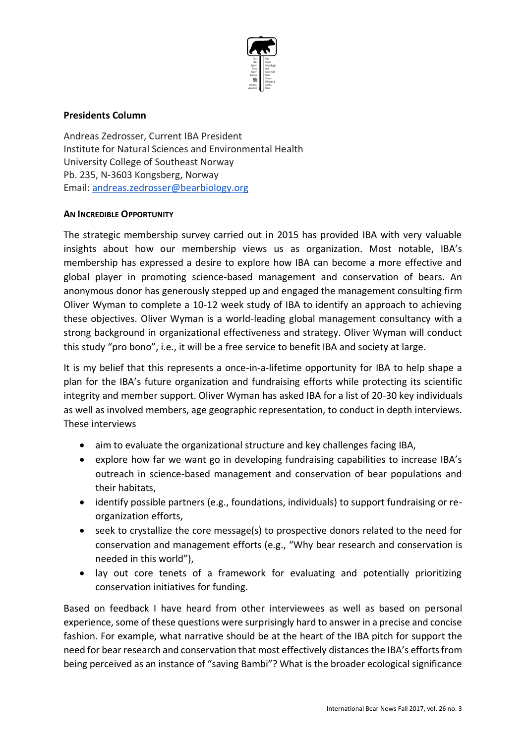### Presidents Column

Andreas Zedrosser, Current IBA President
Institute for Natural Sciences and Environmental Health
University College of Southeast Norway
Pb. 235, N-3603 Kongsberg, Norway
Email: andreas.zedrosser@bearbiology.org

#### An Incredible Opportunity

The strategic membership survey carried out in 2015 has provided IBA with very valuable insights about how our membership views us as organization. Most notable, IBA's membership has expressed a desire to explore how IBA can become a more effective and global player in promoting science-based management and conservation of bears. An anonymous donor has generously stepped up and engaged the management consulting firm Oliver Wyman to complete a 10-12 week study of IBA to identify an approach to achieving these objectives. Oliver Wyman is a world-leading global management consultancy with a strong background in organizational effectiveness and strategy. Oliver Wyman will conduct this study "pro bono", i.e., it will be a free service to benefit IBA and society at large.

It is my belief that this represents a once-in-a-lifetime opportunity for IBA to help shape a plan for the IBA's future organization and fundraising efforts while protecting its scientific integrity and member support. Oliver Wyman has asked IBA for a list of 20-30 key individuals as well as involved members, age geographic representation, to conduct in depth interviews. These interviews

- aim to evaluate the organizational structure and key challenges facing IBA,
- explore how far we want go in developing fundraising capabilities to increase IBA's outreach in science-based management and conservation of bear populations and their habitats,
- identify possible partners (e.g., foundations, individuals) to support fundraising or re-organization efforts,
- seek to crystallize the core message(s) to prospective donors related to the need for conservation and management efforts (e.g., "Why bear research and conservation is needed in this world"),
- lay out core tenets of a framework for evaluating and potentially prioritizing conservation initiatives for funding.

Based on feedback I have heard from other interviewees as well as based on personal experience, some of these questions were surprisingly hard to answer in a precise and concise fashion. For example, what narrative should be at the heart of the IBA pitch for support the need for bear research and conservation that most effectively distances the IBA's efforts from being perceived as an instance of "saving Bambi"? What is the broader ecological significance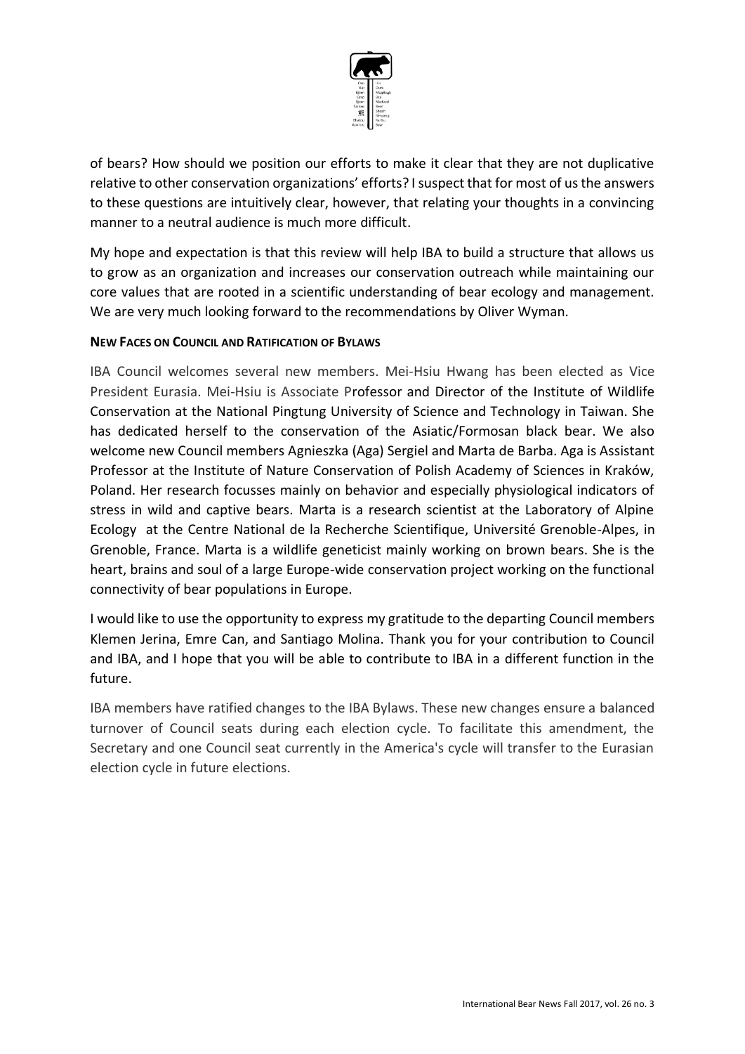of bears? How should we position our efforts to make it clear that they are not duplicative relative to other conservation organizations' efforts? I suspect that for most of us the answers to these questions are intuitively clear, however, that relating your thoughts in a convincing manner to a neutral audience is much more difficult.

My hope and expectation is that this review will help IBA to build a structure that allows us to grow as an organization and increases our conservation outreach while maintaining our core values that are rooted in a scientific understanding of bear ecology and management. We are very much looking forward to the recommendations by Oliver Wyman.

**NEW FACES ON COUNCIL AND RATIFICATION OF BYLAWS**

IBA Council welcomes several new members. Mei-Hsiu Hwang has been elected as Vice President Eurasia. Mei-Hsiu is Associate Professor and Director of the Institute of Wildlife Conservation at the National Pingtung University of Science and Technology in Taiwan. She has dedicated herself to the conservation of the Asiatic/Formosan black bear. We also welcome new Council members Agnieszka (Aga) Sergiel and Marta de Barba. Aga is Assistant Professor at the Institute of Nature Conservation of Polish Academy of Sciences in Kraków, Poland. Her research focusses mainly on behavior and especially physiological indicators of stress in wild and captive bears. Marta is a research scientist at the Laboratory of Alpine Ecology at the Centre National de la Recherche Scientifique, Université Grenoble-Alpes, in Grenoble, France. Marta is a wildlife geneticist mainly working on brown bears. She is the heart, brains and soul of a large Europe-wide conservation project working on the functional connectivity of bear populations in Europe.

I would like to use the opportunity to express my gratitude to the departing Council members Klemen Jerina, Emre Can, and Santiago Molina. Thank you for your contribution to Council and IBA, and I hope that you will be able to contribute to IBA in a different function in the future.

IBA members have ratified changes to the IBA Bylaws. These new changes ensure a balanced turnover of Council seats during each election cycle. To facilitate this amendment, the Secretary and one Council seat currently in the America's cycle will transfer to the Eurasian election cycle in future elections.